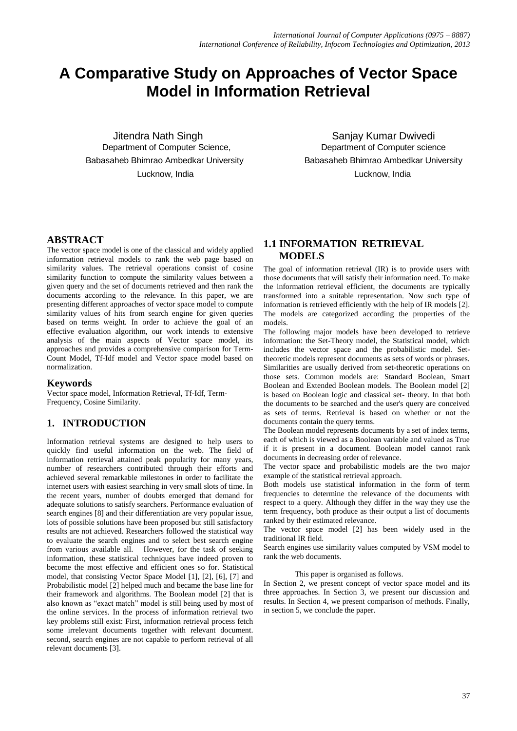# A Comparative Study on Approaches of Vector Space Model in Information Retrieval

Jitendra Nath Singh
Department of Computer Science,
Babasaheb Bhimrao Ambedkar University
Lucknow, India

Sanjay Kumar Dwivedi
Department of Computer science
Babasaheb Bhimrao Ambedkar University
Lucknow, India

## ABSTRACT

The vector space model is one of the classical and widely applied information retrieval models to rank the web page based on similarity values. The retrieval operations consist of cosine similarity function to compute the similarity values between a given query and the set of documents retrieved and then rank the documents according to the relevance. In this paper, we are presenting different approaches of vector space model to compute similarity values of hits from search engine for given queries based on terms weight. In order to achieve the goal of an effective evaluation algorithm, our work intends to extensive analysis of the main aspects of Vector space model, its approaches and provides a comprehensive comparison for Term-Count Model, Tf-Idf model and Vector space model based on normalization.

### Keywords

Vector space model, Information Retrieval, Tf-Idf, Term-Frequency, Cosine Similarity.

## 1. INTRODUCTION

Information retrieval systems are designed to help users to quickly find useful information on the web. The field of information retrieval attained peak popularity for many years, number of researchers contributed through their efforts and achieved several remarkable milestones in order to facilitate the internet users with easiest searching in very small slots of time. In the recent years, number of doubts emerged that demand for adequate solutions to satisfy searchers. Performance evaluation of search engines [8] and their differentiation are very popular issue, lots of possible solutions have been proposed but still satisfactory results are not achieved. Researchers followed the statistical way to evaluate the search engines and to select best search engine from various available all. However, for the task of seeking information, these statistical techniques have indeed proven to become the most effective and efficient ones so for. Statistical model, that consisting Vector Space Model [1], [2], [6], [7] and Probabilistic model [2] helped much and became the base line for their framework and algorithms. The Boolean model [2] that is also known as "exact match" model is still being used by most of the online services. In the process of information retrieval two key problems still exist: First, information retrieval process fetch some irrelevant documents together with relevant document. second, search engines are not capable to perform retrieval of all relevant documents [3].

### 1.1 INFORMATION RETRIEVAL MODELS

The goal of information retrieval (IR) is to provide users with those documents that will satisfy their information need. To make the information retrieval efficient, the documents are typically transformed into a suitable representation. Now such type of information is retrieved efficiently with the help of IR models [2]. The models are categorized according the properties of the models.

The following major models have been developed to retrieve information: the Set-Theory model, the Statistical model, which includes the vector space and the probabilistic model. Set-theoretic models represent documents as sets of words or phrases. Similarities are usually derived from set-theoretic operations on those sets. Common models are: Standard Boolean, Smart Boolean and Extended Boolean models. The Boolean model [2] is based on Boolean logic and classical set- theory. In that both the documents to be searched and the user's query are conceived as sets of terms. Retrieval is based on whether or not the documents contain the query terms.

The Boolean model represents documents by a set of index terms, each of which is viewed as a Boolean variable and valued as True if it is present in a document. Boolean model cannot rank documents in decreasing order of relevance.

The vector space and probabilistic models are the two major example of the statistical retrieval approach.

Both models use statistical information in the form of term frequencies to determine the relevance of the documents with respect to a query. Although they differ in the way they use the term frequency, both produce as their output a list of documents ranked by their estimated relevance.

The vector space model [2] has been widely used in the traditional IR field.

Search engines use similarity values computed by VSM model to rank the web documents.

This paper is organised as follows.

In Section 2, we present concept of vector space model and its three approaches. In Section 3, we present our discussion and results. In Section 4, we present comparison of methods. Finally, in section 5, we conclude the paper.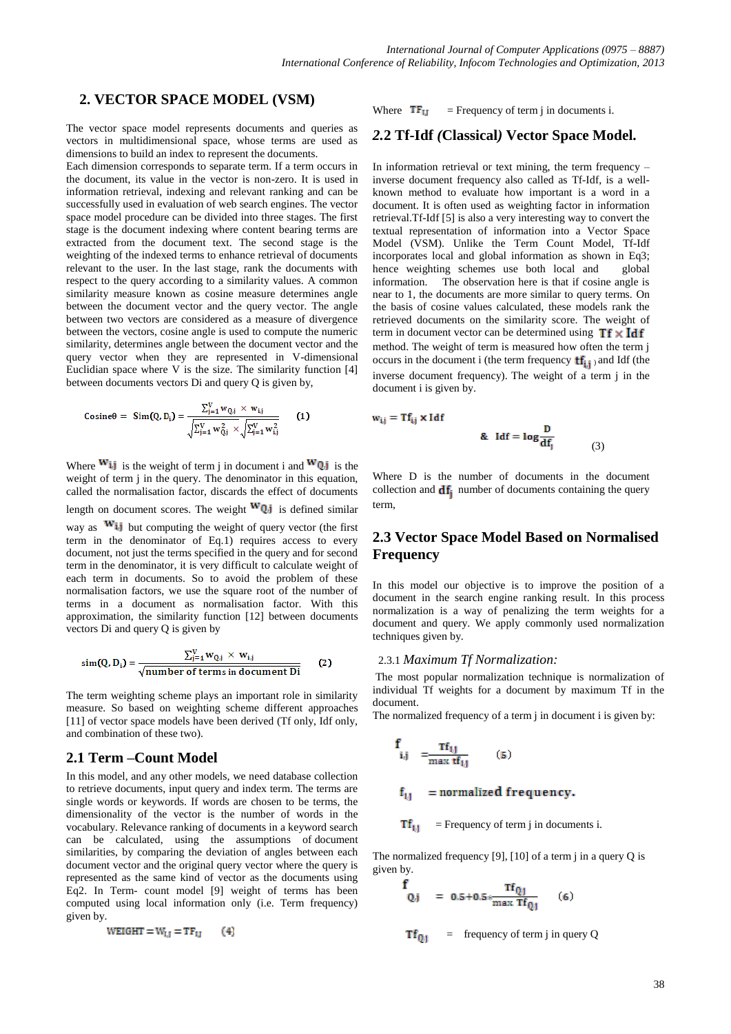## 2. VECTOR SPACE MODEL (VSM)

The vector space model represents documents and queries as vectors in multidimensional space, whose terms are used as dimensions to build an index to represent the documents.

Each dimension corresponds to separate term. If a term occurs in the document, its value in the vector is non-zero. It is used in information retrieval, indexing and relevant ranking and can be successfully used in evaluation of web search engines. The vector space model procedure can be divided into three stages. The first stage is the document indexing where content bearing terms are extracted from the document text. The second stage is the weighting of the indexed terms to enhance retrieval of documents relevant to the user. In the last stage, rank the documents with respect to the query according to a similarity values. A common similarity measure known as cosine measure determines angle between the document vector and the query vector. The angle between two vectors are considered as a measure of divergence between the vectors, cosine angle is used to compute the numeric similarity, determines angle between the document vector and the query vector when they are represented in V-dimensional Euclidian space where V is the size. The similarity function [4] between documents vectors Di and query Q is given by,

$$\text{Cosine}\theta = \text{Sim}(Q, D_i) = \frac{\sum_{j=1}^{V} w_{Qj} \times w_{ij}}{\sqrt{\sum_{j=1}^{V} w_{Qj}^2} \times \sqrt{\sum_{j=1}^{V} w_{ij}^2}} \quad (1)$$

Where $w_{ij}$ is the weight of term j in document i and $w_{Qj}$ is the weight of term j in the query. The denominator in this equation, called the normalisation factor, discards the effect of documents length on document scores. The weight $w_{Qj}$ is defined similar way as $w_{ij}$ but computing the weight of query vector (the first term in the denominator of Eq.1) requires access to every document, not just the terms specified in the query and for second term in the denominator, it is very difficult to calculate weight of each term in documents. So to avoid the problem of these normalisation factors, we use the square root of the number of terms in a document as normalisation factor. With this approximation, the similarity function [12] between documents vectors Di and query Q is given by

$$\text{sim}(Q, D_i) = \frac{\sum_{j=1}^{V} w_{Qj} \times w_{ij}}{\sqrt{\text{number of terms in document Di}}} \quad (2)$$

The term weighting scheme plays an important role in similarity measure. So based on weighting scheme different approaches [11] of vector space models have been derived (Tf only, Idf only, and combination of these two).

### 2.1 Term –Count Model

In this model, and any other models, we need database collection to retrieve documents, input query and index term. The terms are single words or keywords. If words are chosen to be terms, the dimensionality of the vector is the number of words in the vocabulary. Relevance ranking of documents in a keyword search can be calculated, using the assumptions of document similarities, by comparing the deviation of angles between each document vector and the original query vector where the query is represented as the same kind of vector as the documents using Eq2. In Term- count model [9] weight of terms has been computed using local information only (i.e. Term frequency) given by.

$$\text{WEIGHT} = W_{ij} = TF_{ij} \quad (4)$$

Where $TF_{ij}$ = Frequency of term j in documents i.

### 2.2 Tf-Idf *(*Classical*)* Vector Space Model.

In information retrieval or text mining, the term frequency – inverse document frequency also called as Tf-Idf, is a well-known method to evaluate how important is a word in a document. It is often used as weighting factor in information retrieval.Tf-Idf [5] is also a very interesting way to convert the textual representation of information into a Vector Space Model (VSM). Unlike the Term Count Model, Tf-Idf incorporates local and global information as shown in Eq3; hence weighting schemes use both local and global information. The observation here is that if cosine angle is near to 1, the documents are more similar to query terms. On the basis of cosine values calculated, these models rank the retrieved documents on the similarity score. The weight of term in document vector can be determined using $Tf \times Idf$ method. The weight of term is measured how often the term j occurs in the document i (the term frequency $tf_{ij}$ ) and Idf (the inverse document frequency). The weight of a term j in the document i is given by.

$$w_{ij} = Tf_{ij} \times Idf$$

$$\& \quad Idf = \log \frac{D}{df_j} \quad (3)$$

Where D is the number of documents in the document collection and $df_j$ number of documents containing the query term,

### 2.3 Vector Space Model Based on Normalised Frequency

In this model our objective is to improve the position of a document in the search engine ranking result. In this process normalization is a way of penalizing the term weights for a document and query. We apply commonly used normalization techniques given by.

#### 2.3.1 *Maximum Tf Normalization:*

The most popular normalization technique is normalization of individual Tf weights for a document by maximum Tf in the document.

The normalized frequency of a term j in document i is given by:

$$f_{i,j} = \frac{Tf_{ij}}{\max tf_{ij}} \quad (5)$$

$f_{ij}$ = normalized frequency.

$Tf_{ij}$ = Frequency of term j in documents i.

The normalized frequency [9], [10] of a term j in a query Q is given by.

$$f_{Qj} = 0.5 + 0.5 * \frac{Tf_{Qj}}{\max Tf_{Qj}} \quad (6)$$

$Tf_{Qj}$ = frequency of term j in query Q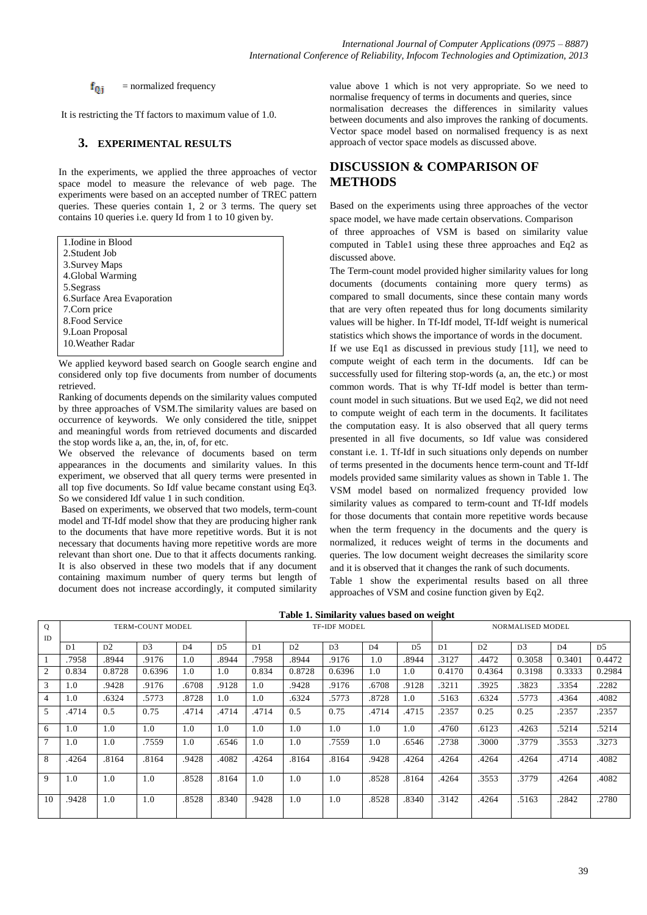$f_{Qj}$ = normalized frequency

It is restricting the Tf factors to maximum value of 1.0.

## 3. EXPERIMENTAL RESULTS

In the experiments, we applied the three approaches of vector space model to measure the relevance of web page. The experiments were based on an accepted number of TREC pattern queries. These queries contain 1, 2 or 3 terms. The query set contains 10 queries i.e. query Id from 1 to 10 given by.

1. Iodine in Blood
2. Student Job
3. Survey Maps
4. Global Warming
5. Segrass
6. Surface Area Evaporation
7. Corn price
8. Food Service
9. Loan Proposal
10. Weather Radar

We applied keyword based search on Google search engine and considered only top five documents from number of documents retrieved.

Ranking of documents depends on the similarity values computed by three approaches of VSM.The similarity values are based on occurrence of keywords. We only considered the title, snippet and meaningful words from retrieved documents and discarded the stop words like a, an, the, in, of, for etc.

We observed the relevance of documents based on term appearances in the documents and similarity values. In this experiment, we observed that all query terms were presented in all top five documents. So Idf value became constant using Eq3. So we considered Idf value 1 in such condition.

Based on experiments, we observed that two models, term-count model and Tf-Idf model show that they are producing higher rank to the documents that have more repetitive words. But it is not necessary that documents having more repetitive words are more relevant than short one. Due to that it affects documents ranking. It is also observed in these two models that if any document containing maximum number of query terms but length of document does not increase accordingly, it computed similarity value above 1 which is not very appropriate. So we need to normalise frequency of terms in documents and queries, since normalisation decreases the differences in similarity values between documents and also improves the ranking of documents. Vector space model based on normalised frequency is as next approach of vector space models as discussed above.

## DISCUSSION & COMPARISON OF METHODS

Based on the experiments using three approaches of the vector space model, we have made certain observations. Comparison of three approaches of VSM is based on similarity value computed in Table1 using these three approaches and Eq2 as discussed above.

The Term-count model provided higher similarity values for long documents (documents containing more query terms) as compared to small documents, since these contain many words that are very often repeated thus for long documents similarity values will be higher. In Tf-Idf model, Tf-Idf weight is numerical statistics which shows the importance of words in the document.

If we use Eq1 as discussed in previous study [11], we need to compute weight of each term in the documents. Idf can be successfully used for filtering stop-words (a, an, the etc.) or most common words. That is why Tf-Idf model is better than term-count model in such situations. But we used Eq2, we did not need to compute weight of each term in the documents. It facilitates the computation easy. It is also observed that all query terms presented in all five documents, so Idf value was considered constant i.e. 1. Tf-Idf in such situations only depends on number of terms presented in the documents hence term-count and Tf-Idf models provided same similarity values as shown in Table 1. The VSM model based on normalized frequency provided low similarity values as compared to term-count and Tf-Idf models for those documents that contain more repetitive words because when the term frequency in the documents and the query is normalized, it reduces weight of terms in the documents and queries. The low document weight decreases the similarity score and it is observed that it changes the rank of such documents.

Table 1 show the experimental results based on all three approaches of VSM and cosine function given by Eq2.

**Table 1. Similarity values based on weight**

| Q ID | TERM-COUNT MODEL | | | | | TF-IDF MODEL | | | | | NORMALISED MODEL | | | | |
|---|---|---|---|---|---|---|---|---|---|---|---|---|---|---|---|
| | D1 | D2 | D3 | D4 | D5 | D1 | D2 | D3 | D4 | D5 | D1 | D2 | D3 | D4 | D5 |
| 1 | .7958 | .8944 | .9176 | 1.0 | .8944 | .7958 | .8944 | .9176 | 1.0 | .8944 | .3127 | .4472 | 0.3058 | 0.3401 | 0.4472 |
| 2 | 0.834 | 0.8728 | 0.6396 | 1.0 | 1.0 | 0.834 | 0.8728 | 0.6396 | 1.0 | 1.0 | 0.4170 | 0.4364 | 0.3198 | 0.3333 | 0.2984 |
| 3 | 1.0 | .9428 | .9176 | .6708 | .9128 | 1.0 | .9428 | .9176 | .6708 | .9128 | .3211 | .3925 | .3823 | .3354 | .2282 |
| 4 | 1.0 | .6324 | .5773 | .8728 | 1.0 | 1.0 | .6324 | .5773 | .8728 | 1.0 | .5163 | .6324 | .5773 | .4364 | .4082 |
| 5 | .4714 | 0.5 | 0.75 | .4714 | .4714 | .4714 | 0.5 | 0.75 | .4714 | .4715 | .2357 | 0.25 | 0.25 | .2357 | .2357 |
| 6 | 1.0 | 1.0 | 1.0 | 1.0 | 1.0 | 1.0 | 1.0 | 1.0 | 1.0 | 1.0 | .4760 | .6123 | .4263 | .5214 | .5214 |
| 7 | 1.0 | 1.0 | .7559 | 1.0 | .6546 | 1.0 | 1.0 | .7559 | 1.0 | .6546 | .2738 | .3000 | .3779 | .3553 | .3273 |
| 8 | .4264 | .8164 | .8164 | .9428 | .4082 | .4264 | .8164 | .8164 | .9428 | .4264 | .4264 | .4264 | .4264 | .4714 | .4082 |
| 9 | 1.0 | 1.0 | 1.0 | .8528 | .8164 | 1.0 | 1.0 | 1.0 | .8528 | .8164 | .4264 | .3553 | .3779 | .4264 | .4082 |
| 10 | .9428 | 1.0 | 1.0 | .8528 | .8340 | .9428 | 1.0 | 1.0 | .8528 | .8340 | .3142 | .4264 | .5163 | .2842 | .2780 |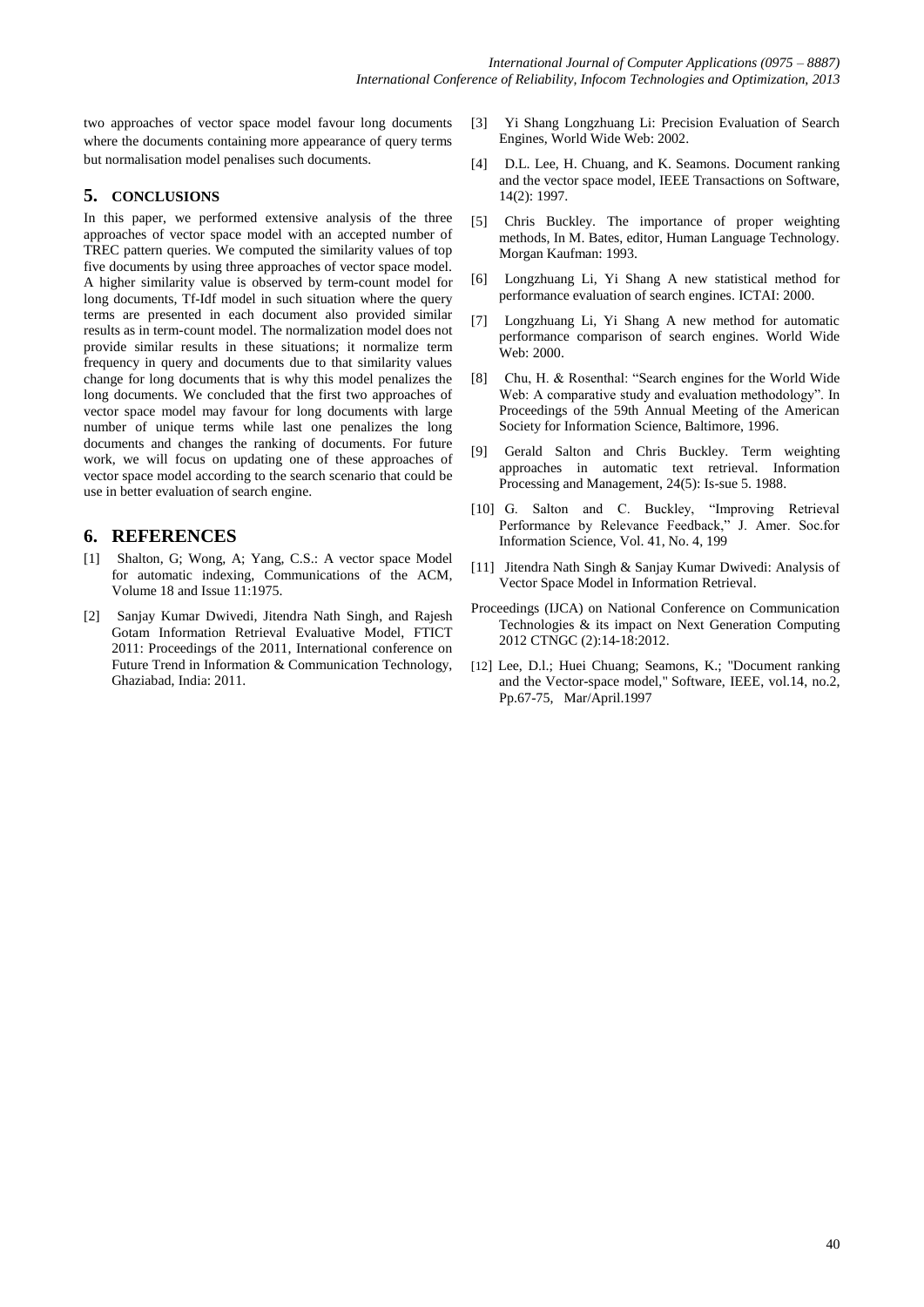two approaches of vector space model favour long documents where the documents containing more appearance of query terms but normalisation model penalises such documents.

## 5. CONCLUSIONS

In this paper, we performed extensive analysis of the three approaches of vector space model with an accepted number of TREC pattern queries. We computed the similarity values of top five documents by using three approaches of vector space model. A higher similarity value is observed by term-count model for long documents, Tf-Idf model in such situation where the query terms are presented in each document also provided similar results as in term-count model. The normalization model does not provide similar results in these situations; it normalize term frequency in query and documents due to that similarity values change for long documents that is why this model penalizes the long documents. We concluded that the first two approaches of vector space model may favour for long documents with large number of unique terms while last one penalizes the long documents and changes the ranking of documents. For future work, we will focus on updating one of these approaches of vector space model according to the search scenario that could be use in better evaluation of search engine.

## 6. REFERENCES

[1] Shalton, G; Wong, A; Yang, C.S.: A vector space Model for automatic indexing, Communications of the ACM, Volume 18 and Issue 11:1975.

[2] Sanjay Kumar Dwivedi, Jitendra Nath Singh, and Rajesh Gotam Information Retrieval Evaluative Model, FTICT 2011: Proceedings of the 2011, International conference on Future Trend in Information & Communication Technology, Ghaziabad, India: 2011.

[3] Yi Shang Longzhuang Li: Precision Evaluation of Search Engines, World Wide Web: 2002.

[4] D.L. Lee, H. Chuang, and K. Seamons. Document ranking and the vector space model, IEEE Transactions on Software, 14(2): 1997.

[5] Chris Buckley. The importance of proper weighting methods, In M. Bates, editor, Human Language Technology. Morgan Kaufman: 1993.

[6] Longzhuang Li, Yi Shang A new statistical method for performance evaluation of search engines. ICTAI: 2000.

[7] Longzhuang Li, Yi Shang A new method for automatic performance comparison of search engines. World Wide Web: 2000.

[8] Chu, H. & Rosenthal: "Search engines for the World Wide Web: A comparative study and evaluation methodology". In Proceedings of the 59th Annual Meeting of the American Society for Information Science, Baltimore, 1996.

[9] Gerald Salton and Chris Buckley. Term weighting approaches in automatic text retrieval. Information Processing and Management, 24(5): Is-sue 5. 1988.

[10] G. Salton and C. Buckley, "Improving Retrieval Performance by Relevance Feedback," J. Amer. Soc.for Information Science, Vol. 41, No. 4, 199

[11] Jitendra Nath Singh & Sanjay Kumar Dwivedi: Analysis of Vector Space Model in Information Retrieval.

Proceedings (IJCA) on National Conference on Communication Technologies & its impact on Next Generation Computing 2012 CTNGC (2):14-18:2012.

[12] Lee, D.l.; Huei Chuang; Seamons, K.; "Document ranking and the Vector-space model," Software, IEEE, vol.14, no.2, Pp.67-75, Mar/April.1997